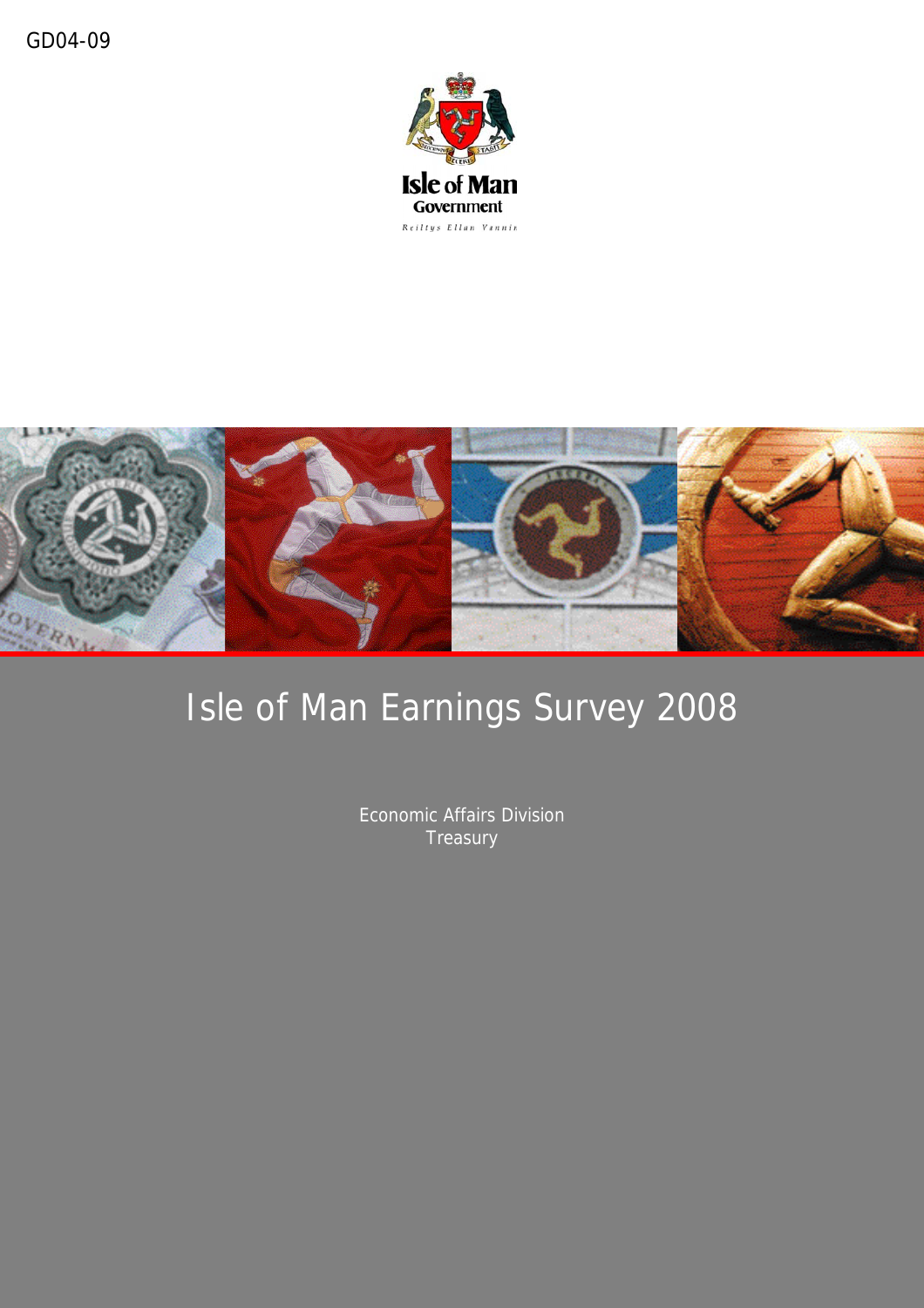GD04-09

Isle of Man Government

Reiltys Ellan Vannin

# Isle of Man Earnings Survey 2008

Economic Affairs Division
Treasury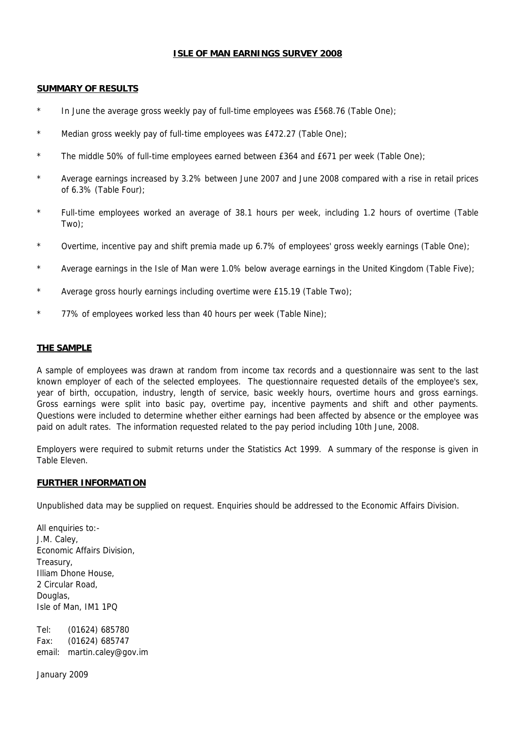# ISLE OF MAN EARNINGS SURVEY 2008

## SUMMARY OF RESULTS

* In June the average gross weekly pay of full-time employees was £568.76 (Table One);
* Median gross weekly pay of full-time employees was £472.27 (Table One);
* The middle 50% of full-time employees earned between £364 and £671 per week (Table One);
* Average earnings increased by 3.2% between June 2007 and June 2008 compared with a rise in retail prices of 6.3% (Table Four);
* Full-time employees worked an average of 38.1 hours per week, including 1.2 hours of overtime (Table Two);
* Overtime, incentive pay and shift premia made up 6.7% of employees' gross weekly earnings (Table One);
* Average earnings in the Isle of Man were 1.0% below average earnings in the United Kingdom (Table Five);
* Average gross hourly earnings including overtime were £15.19 (Table Two);
* 77% of employees worked less than 40 hours per week (Table Nine);

## THE SAMPLE

A sample of employees was drawn at random from income tax records and a questionnaire was sent to the last known employer of each of the selected employees. The questionnaire requested details of the employee's sex, year of birth, occupation, industry, length of service, basic weekly hours, overtime hours and gross earnings. Gross earnings were split into basic pay, overtime pay, incentive payments and shift and other payments. Questions were included to determine whether either earnings had been affected by absence or the employee was paid on adult rates. The information requested related to the pay period including 10th June, 2008.

Employers were required to submit returns under the Statistics Act 1999. A summary of the response is given in Table Eleven.

## FURTHER INFORMATION

Unpublished data may be supplied on request. Enquiries should be addressed to the Economic Affairs Division.

All enquiries to:-
J.M. Caley,
Economic Affairs Division,
Treasury,
Illiam Dhone House,
2 Circular Road,
Douglas,
Isle of Man, IM1 1PQ

Tel: (01624) 685780
Fax: (01624) 685747
email: martin.caley@gov.im

January 2009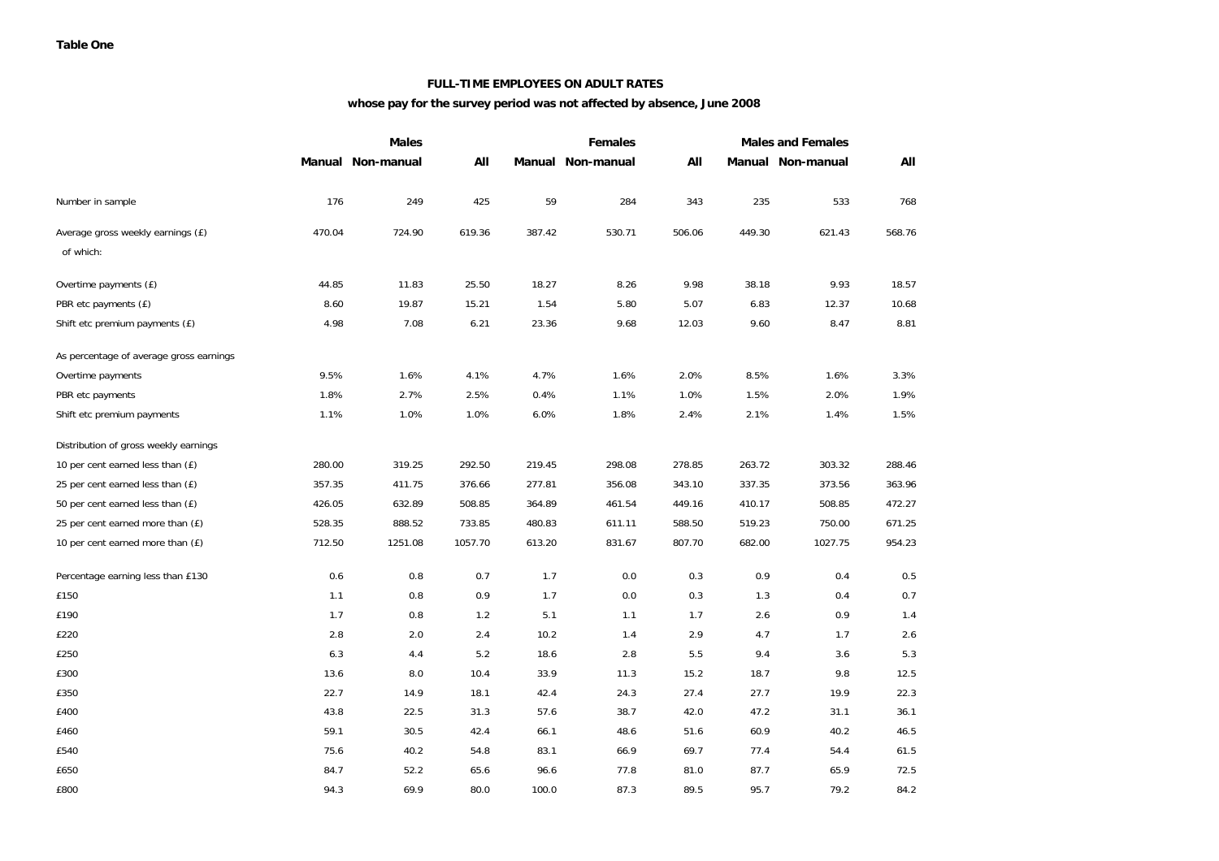**Table One**

**FULL-TIME EMPLOYEES ON ADULT RATES**

**whose pay for the survey period was not affected by absence, June 2008**

| | Males | | | Females | | | Males and Females | | |
|---|---|---|---|---|---|---|---|---|---|
| | Manual | Non-manual | All | Manual | Non-manual | All | Manual | Non-manual | All |
| Number in sample | 176 | 249 | 425 | 59 | 284 | 343 | 235 | 533 | 768 |
| Average gross weekly earnings (£) | 470.04 | 724.90 | 619.36 | 387.42 | 530.71 | 506.06 | 449.30 | 621.43 | 568.76 |
| of which: | | | | | | | | | |
| Overtime payments (£) | 44.85 | 11.83 | 25.50 | 18.27 | 8.26 | 9.98 | 38.18 | 9.93 | 18.57 |
| PBR etc payments (£) | 8.60 | 19.87 | 15.21 | 1.54 | 5.80 | 5.07 | 6.83 | 12.37 | 10.68 |
| Shift etc premium payments (£) | 4.98 | 7.08 | 6.21 | 23.36 | 9.68 | 12.03 | 9.60 | 8.47 | 8.81 |
| As percentage of average gross earnings | | | | | | | | | |
| Overtime payments | 9.5% | 1.6% | 4.1% | 4.7% | 1.6% | 2.0% | 8.5% | 1.6% | 3.3% |
| PBR etc payments | 1.8% | 2.7% | 2.5% | 0.4% | 1.1% | 1.0% | 1.5% | 2.0% | 1.9% |
| Shift etc premium payments | 1.1% | 1.0% | 1.0% | 6.0% | 1.8% | 2.4% | 2.1% | 1.4% | 1.5% |
| Distribution of gross weekly earnings | | | | | | | | | |
| 10 per cent earned less than (£) | 280.00 | 319.25 | 292.50 | 219.45 | 298.08 | 278.85 | 263.72 | 303.32 | 288.46 |
| 25 per cent earned less than (£) | 357.35 | 411.75 | 376.66 | 277.81 | 356.08 | 343.10 | 337.35 | 373.56 | 363.96 |
| 50 per cent earned less than (£) | 426.05 | 632.89 | 508.85 | 364.89 | 461.54 | 449.16 | 410.17 | 508.85 | 472.27 |
| 25 per cent earned more than (£) | 528.35 | 888.52 | 733.85 | 480.83 | 611.11 | 588.50 | 519.23 | 750.00 | 671.25 |
| 10 per cent earned more than (£) | 712.50 | 1251.08 | 1057.70 | 613.20 | 831.67 | 807.70 | 682.00 | 1027.75 | 954.23 |
| Percentage earning less than £130 | 0.6 | 0.8 | 0.7 | 1.7 | 0.0 | 0.3 | 0.9 | 0.4 | 0.5 |
| £150 | 1.1 | 0.8 | 0.9 | 1.7 | 0.0 | 0.3 | 1.3 | 0.4 | 0.7 |
| £190 | 1.7 | 0.8 | 1.2 | 5.1 | 1.1 | 1.7 | 2.6 | 0.9 | 1.4 |
| £220 | 2.8 | 2.0 | 2.4 | 10.2 | 1.4 | 2.9 | 4.7 | 1.7 | 2.6 |
| £250 | 6.3 | 4.4 | 5.2 | 18.6 | 2.8 | 5.5 | 9.4 | 3.6 | 5.3 |
| £300 | 13.6 | 8.0 | 10.4 | 33.9 | 11.3 | 15.2 | 18.7 | 9.8 | 12.5 |
| £350 | 22.7 | 14.9 | 18.1 | 42.4 | 24.3 | 27.4 | 27.7 | 19.9 | 22.3 |
| £400 | 43.8 | 22.5 | 31.3 | 57.6 | 38.7 | 42.0 | 47.2 | 31.1 | 36.1 |
| £460 | 59.1 | 30.5 | 42.4 | 66.1 | 48.6 | 51.6 | 60.9 | 40.2 | 46.5 |
| £540 | 75.6 | 40.2 | 54.8 | 83.1 | 66.9 | 69.7 | 77.4 | 54.4 | 61.5 |
| £650 | 84.7 | 52.2 | 65.6 | 96.6 | 77.8 | 81.0 | 87.7 | 65.9 | 72.5 |
| £800 | 94.3 | 69.9 | 80.0 | 100.0 | 87.3 | 89.5 | 95.7 | 79.2 | 84.2 |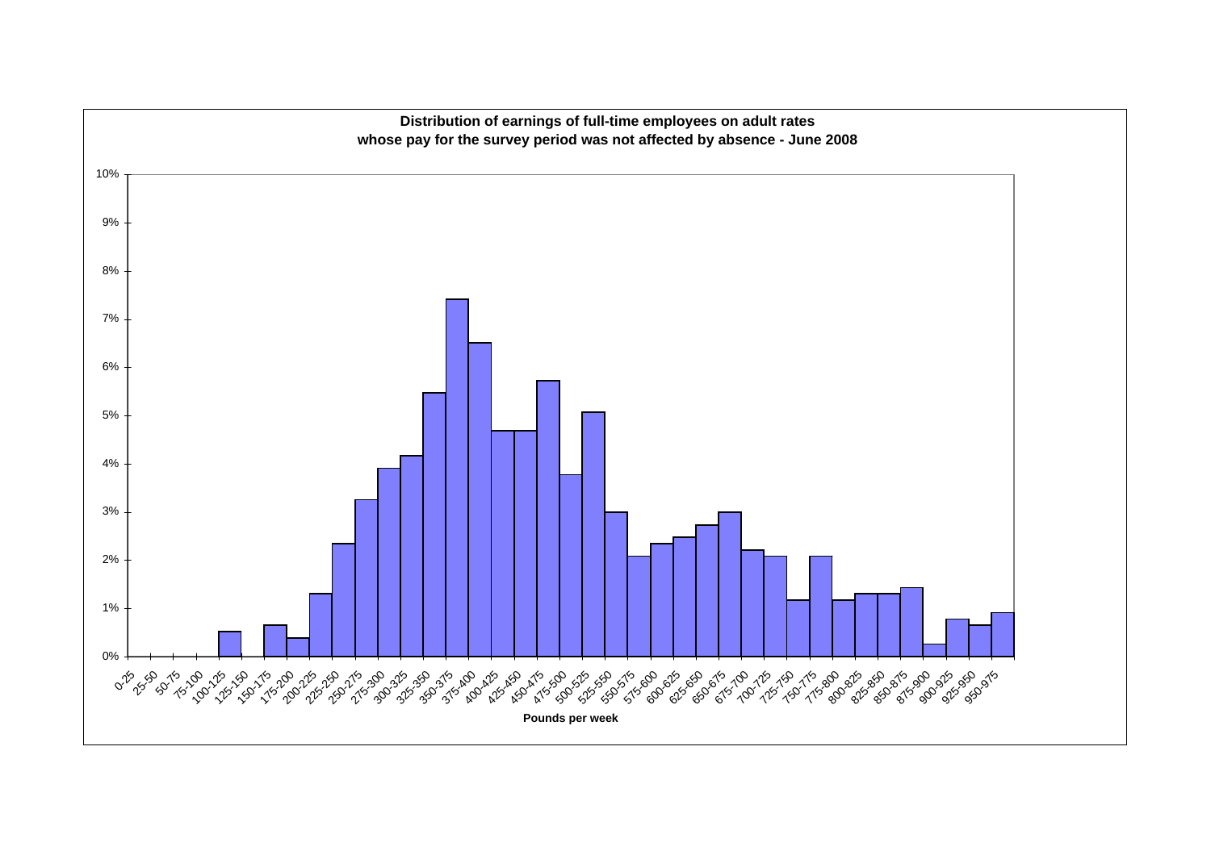**Distribution of earnings of full-time employees on adult rates whose pay for the survey period was not affected by absence - June 2008**

| Pounds per week | Percentage |
|---|---|
| 0-25 | 0% |
| 25-50 | 0% |
| 50-75 | 0% |
| 75-100 | 0% |
| 100-125 | 0.5% |
| 125-150 | 0% |
| 150-175 | 0.65% |
| 175-200 | 0.4% |
| 200-225 | 1.3% |
| 225-250 | 2.35% |
| 250-275 | 3.25% |
| 275-300 | 3.9% |
| 300-325 | 4.15% |
| 325-350 | 5.45% |
| 350-375 | 7.4% |
| 375-400 | 6.5% |
| 400-425 | 4.7% |
| 425-450 | 4.7% |
| 450-475 | 5.7% |
| 475-500 | 3.75% |
| 500-525 | 5.05% |
| 525-550 | 3.0% |
| 550-575 | 2.1% |
| 575-600 | 2.35% |
| 600-625 | 2.45% |
| 625-650 | 2.7% |
| 650-675 | 3.0% |
| 675-700 | 2.2% |
| 700-725 | 2.1% |
| 725-750 | 1.15% |
| 750-775 | 2.1% |
| 775-800 | 1.15% |
| 800-825 | 1.3% |
| 825-850 | 1.3% |
| 850-875 | 1.4% |
| 875-900 | 0.25% |
| 900-925 | 0.8% |
| 925-950 | 0.65% |
| 950-975 | 0.9% |

Pounds per week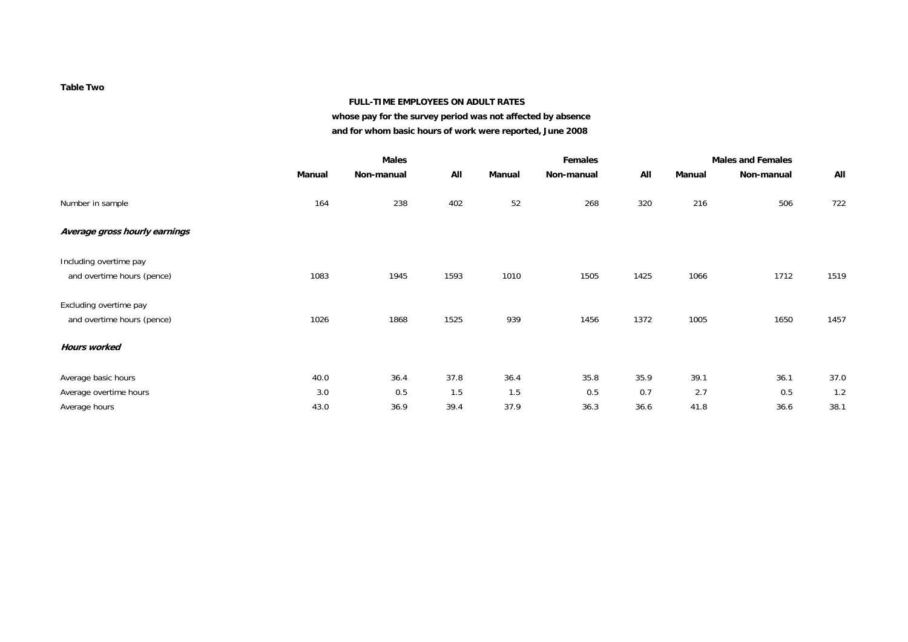**Table Two**

**FULL-TIME EMPLOYEES ON ADULT RATES**

**whose pay for the survey period was not affected by absence**

**and for whom basic hours of work were reported, June 2008**

| | Males | | | Females | | | Males and Females | | |
|---|---|---|---|---|---|---|---|---|---|
| | **Manual** | **Non-manual** | **All** | **Manual** | **Non-manual** | **All** | **Manual** | **Non-manual** | **All** |
| Number in sample | 164 | 238 | 402 | 52 | 268 | 320 | 216 | 506 | 722 |
| ***Average gross hourly earnings*** | | | | | | | | | |
| Including overtime pay | | | | | | | | | |
| and overtime hours (pence) | 1083 | 1945 | 1593 | 1010 | 1505 | 1425 | 1066 | 1712 | 1519 |
| Excluding overtime pay | | | | | | | | | |
| and overtime hours (pence) | 1026 | 1868 | 1525 | 939 | 1456 | 1372 | 1005 | 1650 | 1457 |
| ***Hours worked*** | | | | | | | | | |
| Average basic hours | 40.0 | 36.4 | 37.8 | 36.4 | 35.8 | 35.9 | 39.1 | 36.1 | 37.0 |
| Average overtime hours | 3.0 | 0.5 | 1.5 | 1.5 | 0.5 | 0.7 | 2.7 | 0.5 | 1.2 |
| Average hours | 43.0 | 36.9 | 39.4 | 37.9 | 36.3 | 36.6 | 41.8 | 36.6 | 38.1 |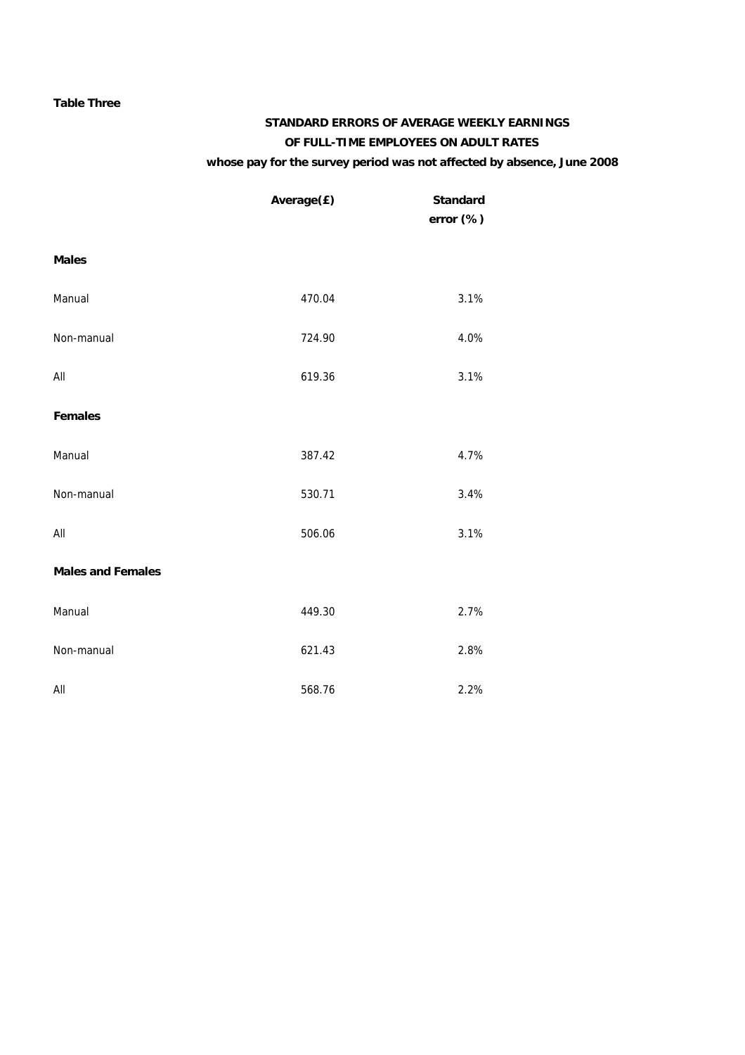**Table Three**

**STANDARD ERRORS OF AVERAGE WEEKLY EARNINGS**
**OF FULL-TIME EMPLOYEES ON ADULT RATES**
**whose pay for the survey period was not affected by absence, June 2008**

| | Average(£) | Standard error (%) |
|---|---|---|
| **Males** | | |
| Manual | 470.04 | 3.1% |
| Non-manual | 724.90 | 4.0% |
| All | 619.36 | 3.1% |
| **Females** | | |
| Manual | 387.42 | 4.7% |
| Non-manual | 530.71 | 3.4% |
| All | 506.06 | 3.1% |
| **Males and Females** | | |
| Manual | 449.30 | 2.7% |
| Non-manual | 621.43 | 2.8% |
| All | 568.76 | 2.2% |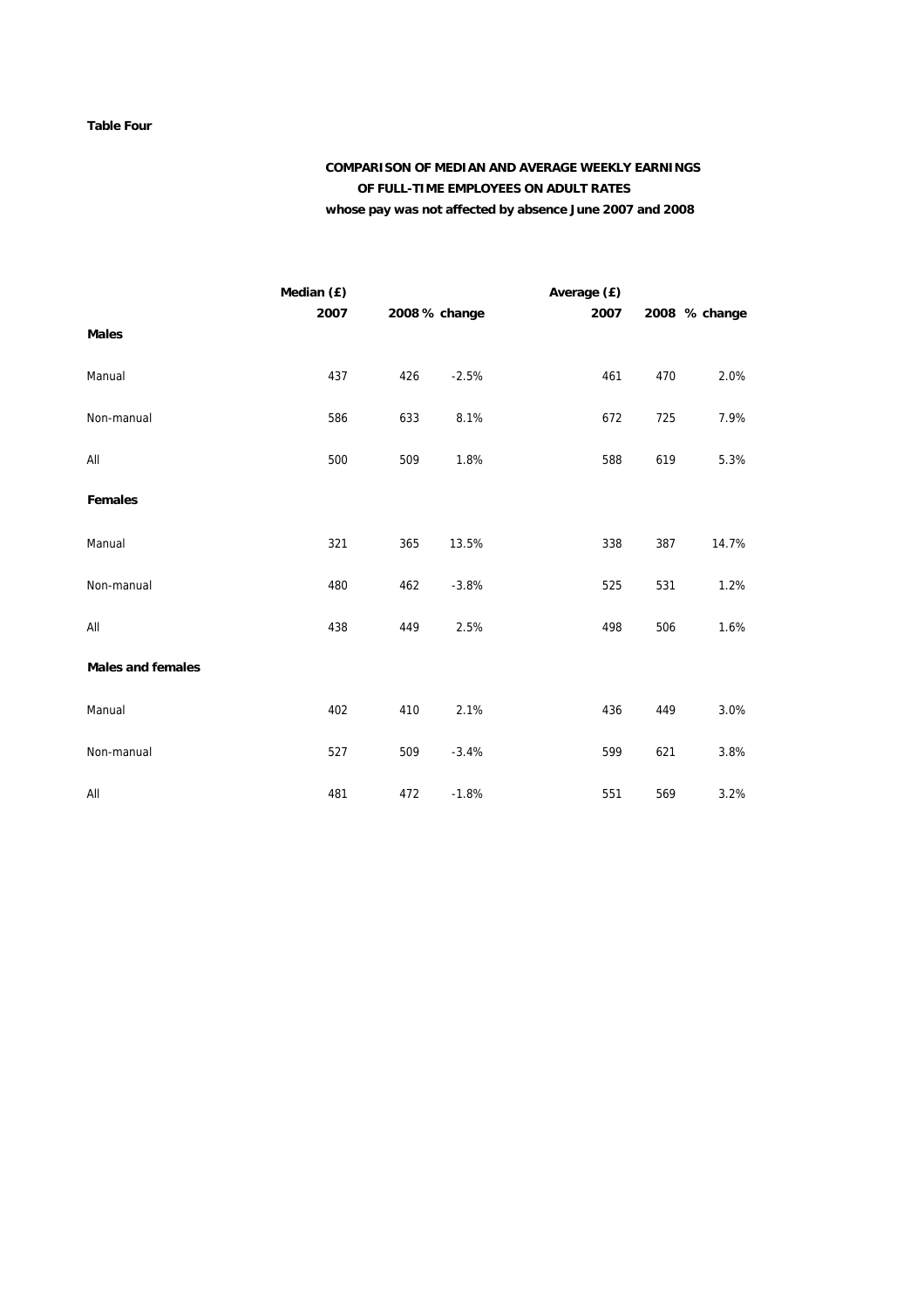**Table Four**

**COMPARISON OF MEDIAN AND AVERAGE WEEKLY EARNINGS**
**OF FULL-TIME EMPLOYEES ON ADULT RATES**
**whose pay was not affected by absence June 2007 and 2008**

| | Median (£) | | | Average (£) | | |
|---|---|---|---|---|---|---|
| | 2007 | 2008 | % change | 2007 | 2008 | % change |
| **Males** | | | | | | |
| Manual | 437 | 426 | -2.5% | 461 | 470 | 2.0% |
| Non-manual | 586 | 633 | 8.1% | 672 | 725 | 7.9% |
| All | 500 | 509 | 1.8% | 588 | 619 | 5.3% |
| **Females** | | | | | | |
| Manual | 321 | 365 | 13.5% | 338 | 387 | 14.7% |
| Non-manual | 480 | 462 | -3.8% | 525 | 531 | 1.2% |
| All | 438 | 449 | 2.5% | 498 | 506 | 1.6% |
| **Males and females** | | | | | | |
| Manual | 402 | 410 | 2.1% | 436 | 449 | 3.0% |
| Non-manual | 527 | 509 | -3.4% | 599 | 621 | 3.8% |
| All | 481 | 472 | -1.8% | 551 | 569 | 3.2% |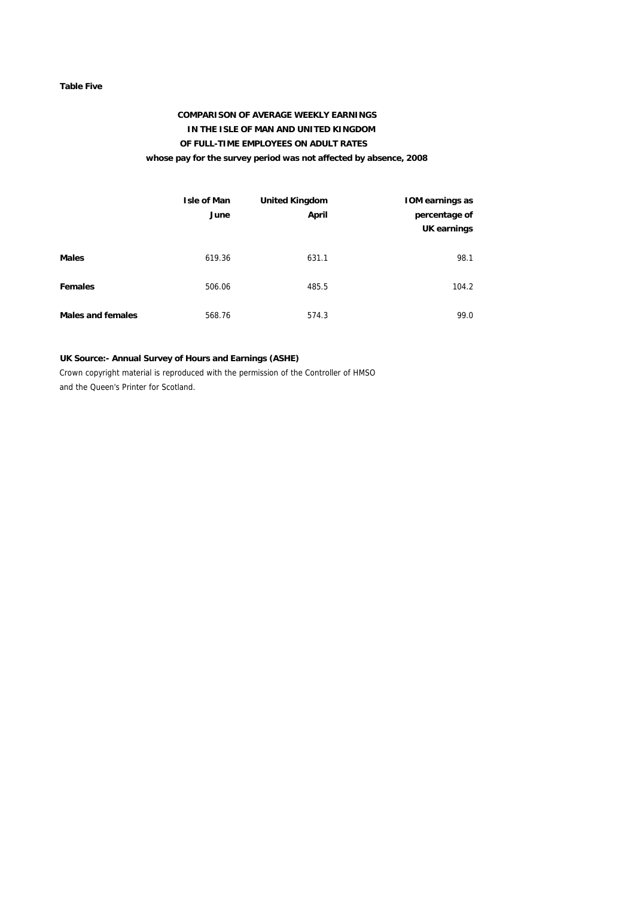**Table Five**

**COMPARISON OF AVERAGE WEEKLY EARNINGS IN THE ISLE OF MAN AND UNITED KINGDOM OF FULL-TIME EMPLOYEES ON ADULT RATES whose pay for the survey period was not affected by absence, 2008**

| | Isle of Man June | United Kingdom April | IOM earnings as percentage of UK earnings |
|---|---|---|---|
| **Males** | 619.36 | 631.1 | 98.1 |
| **Females** | 506.06 | 485.5 | 104.2 |
| **Males and females** | 568.76 | 574.3 | 99.0 |

**UK Source:- Annual Survey of Hours and Earnings (ASHE)**

Crown copyright material is reproduced with the permission of the Controller of HMSO and the Queen's Printer for Scotland.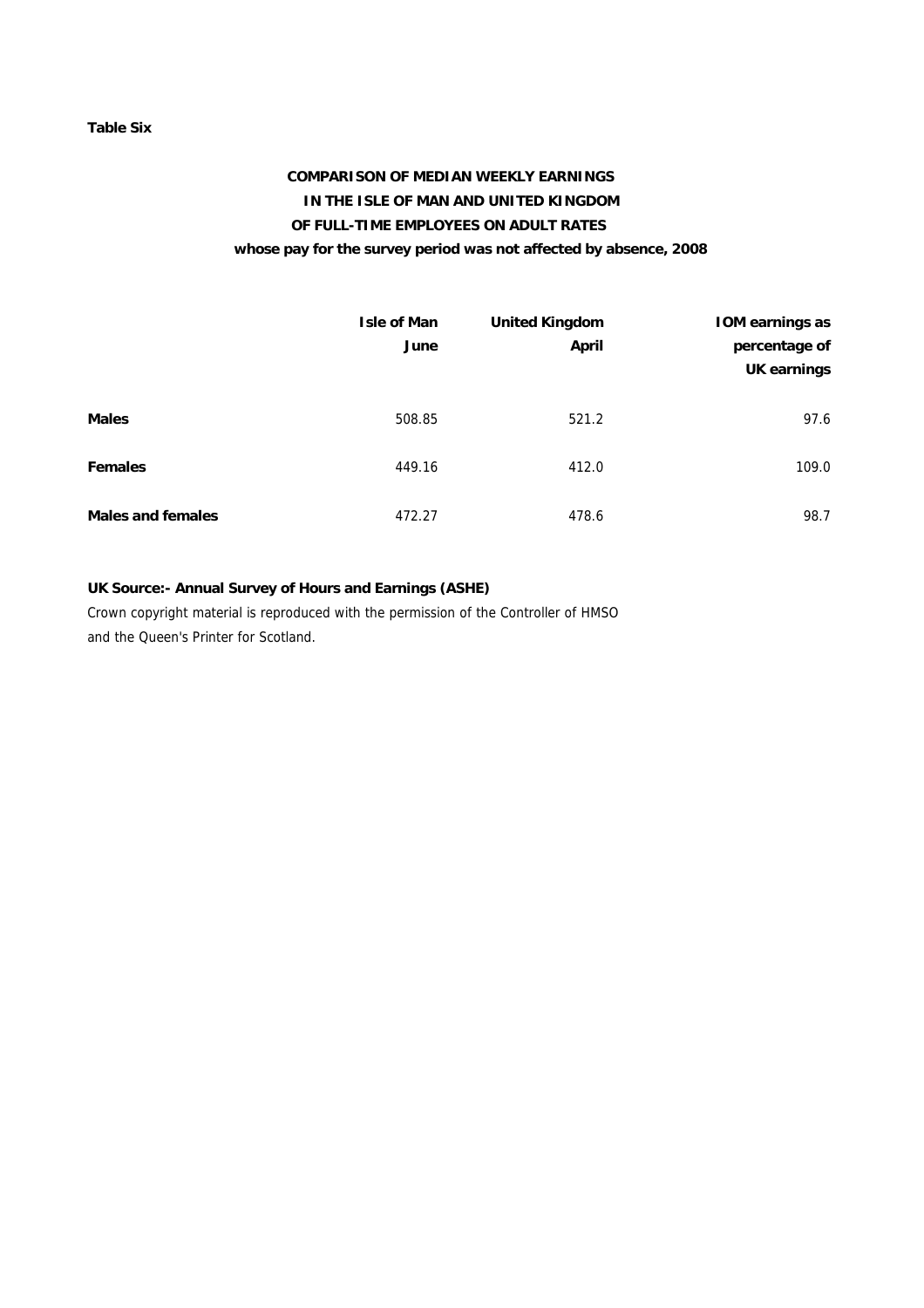**Table Six**

## COMPARISON OF MEDIAN WEEKLY EARNINGS IN THE ISLE OF MAN AND UNITED KINGDOM OF FULL-TIME EMPLOYEES ON ADULT RATES whose pay for the survey period was not affected by absence, 2008

| | Isle of Man June | United Kingdom April | IOM earnings as percentage of UK earnings |
|---|---|---|---|
| **Males** | 508.85 | 521.2 | 97.6 |
| **Females** | 449.16 | 412.0 | 109.0 |
| **Males and females** | 472.27 | 478.6 | 98.7 |

**UK Source:- Annual Survey of Hours and Earnings (ASHE)**

Crown copyright material is reproduced with the permission of the Controller of HMSO and the Queen's Printer for Scotland.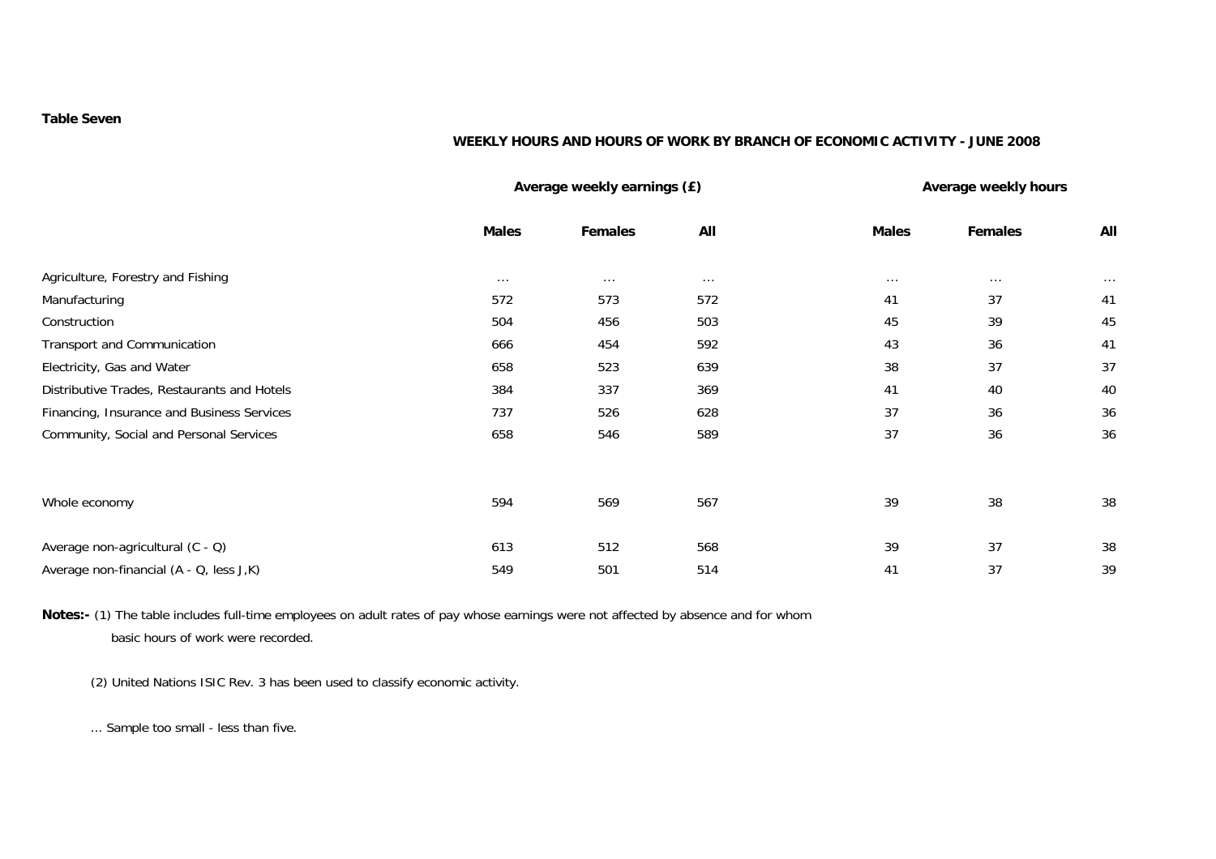**Table Seven**

**WEEKLY HOURS AND HOURS OF WORK BY BRANCH OF ECONOMIC ACTIVITY - JUNE 2008**

| | **Average weekly earnings (£)** | | | **Average weekly hours** | | |
|---|---|---|---|---|---|---|
| | **Males** | **Females** | **All** | **Males** | **Females** | **All** |
| Agriculture, Forestry and Fishing | ... | ... | ... | ... | ... | ... |
| Manufacturing | 572 | 573 | 572 | 41 | 37 | 41 |
| Construction | 504 | 456 | 503 | 45 | 39 | 45 |
| Transport and Communication | 666 | 454 | 592 | 43 | 36 | 41 |
| Electricity, Gas and Water | 658 | 523 | 639 | 38 | 37 | 37 |
| Distributive Trades, Restaurants and Hotels | 384 | 337 | 369 | 41 | 40 | 40 |
| Financing, Insurance and Business Services | 737 | 526 | 628 | 37 | 36 | 36 |
| Community, Social and Personal Services | 658 | 546 | 589 | 37 | 36 | 36 |
| Whole economy | 594 | 569 | 567 | 39 | 38 | 38 |
| Average non-agricultural (C - Q) | 613 | 512 | 568 | 39 | 37 | 38 |
| Average non-financial (A - Q, less J,K) | 549 | 501 | 514 | 41 | 37 | 39 |

**Notes:-** (1) The table includes full-time employees on adult rates of pay whose earnings were not affected by absence and for whom basic hours of work were recorded.

(2) United Nations ISIC Rev. 3 has been used to classify economic activity.

... Sample too small - less than five.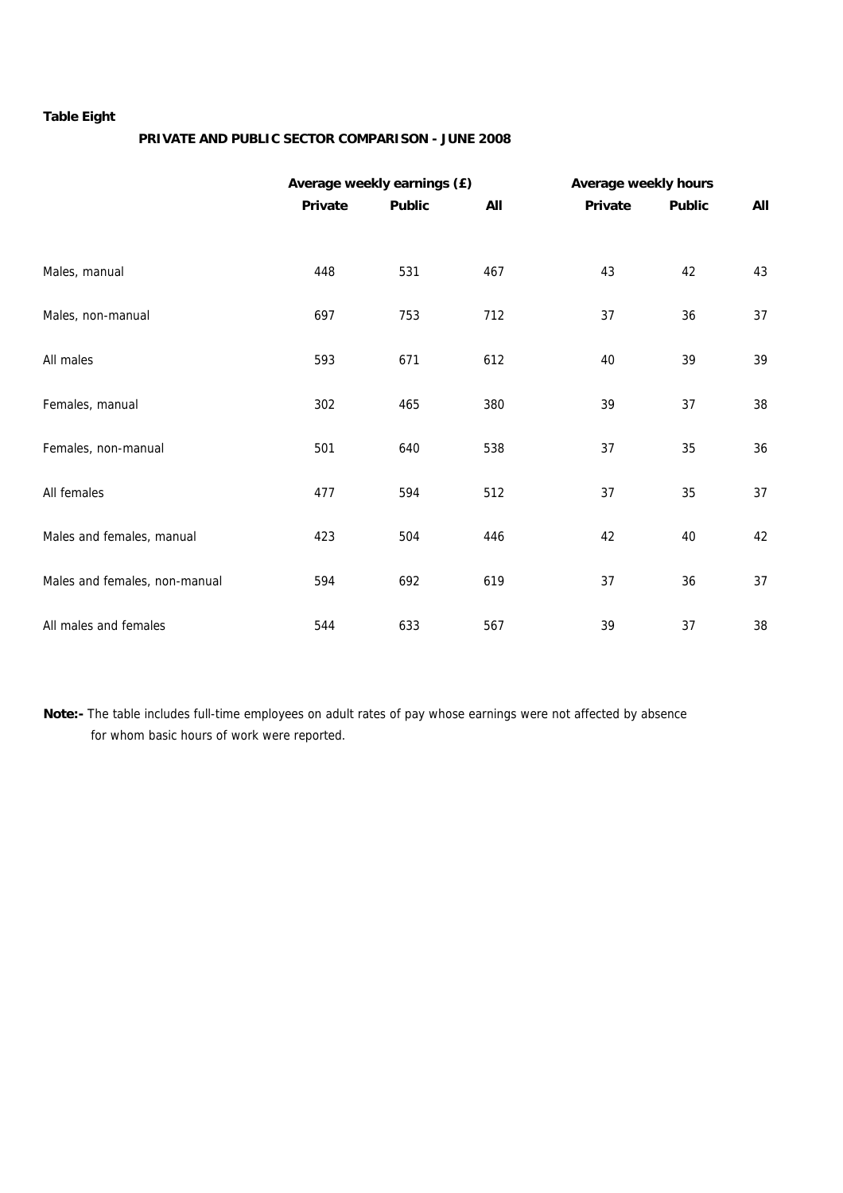**Table Eight**

**PRIVATE AND PUBLIC SECTOR COMPARISON - JUNE 2008**

| | Average weekly earnings (£) | | | Average weekly hours | | |
|---|---|---|---|---|---|---|
| | **Private** | **Public** | **All** | **Private** | **Public** | **All** |
| Males, manual | 448 | 531 | 467 | 43 | 42 | 43 |
| Males, non-manual | 697 | 753 | 712 | 37 | 36 | 37 |
| All males | 593 | 671 | 612 | 40 | 39 | 39 |
| Females, manual | 302 | 465 | 380 | 39 | 37 | 38 |
| Females, non-manual | 501 | 640 | 538 | 37 | 35 | 36 |
| All females | 477 | 594 | 512 | 37 | 35 | 37 |
| Males and females, manual | 423 | 504 | 446 | 42 | 40 | 42 |
| Males and females, non-manual | 594 | 692 | 619 | 37 | 36 | 37 |
| All males and females | 544 | 633 | 567 | 39 | 37 | 38 |

**Note:-** The table includes full-time employees on adult rates of pay whose earnings were not affected by absence for whom basic hours of work were reported.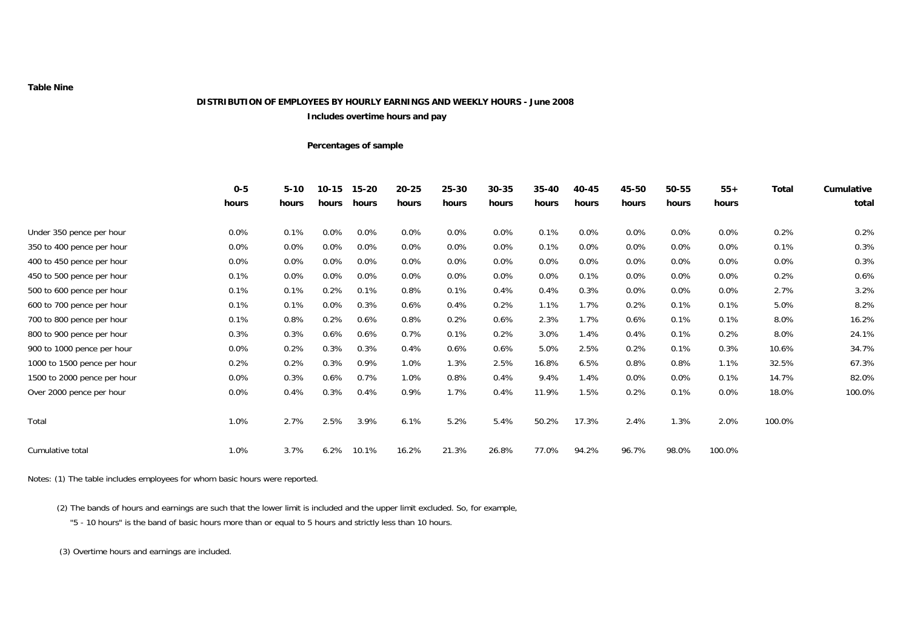**Table Nine**

**DISTRIBUTION OF EMPLOYEES BY HOURLY EARNINGS AND WEEKLY HOURS - June 2008**

**Includes overtime hours and pay**

**Percentages of sample**

| | 0-5 hours | 5-10 hours | 10-15 hours | 15-20 hours | 20-25 hours | 25-30 hours | 30-35 hours | 35-40 hours | 40-45 hours | 45-50 hours | 50-55 hours | 55+ hours | Total | Cumulative total |
|---|---|---|---|---|---|---|---|---|---|---|---|---|---|---|
| Under 350 pence per hour | 0.0% | 0.1% | 0.0% | 0.0% | 0.0% | 0.0% | 0.0% | 0.1% | 0.0% | 0.0% | 0.0% | 0.0% | 0.2% | 0.2% |
| 350 to 400 pence per hour | 0.0% | 0.0% | 0.0% | 0.0% | 0.0% | 0.0% | 0.0% | 0.1% | 0.0% | 0.0% | 0.0% | 0.0% | 0.1% | 0.3% |
| 400 to 450 pence per hour | 0.0% | 0.0% | 0.0% | 0.0% | 0.0% | 0.0% | 0.0% | 0.0% | 0.0% | 0.0% | 0.0% | 0.0% | 0.0% | 0.3% |
| 450 to 500 pence per hour | 0.1% | 0.0% | 0.0% | 0.0% | 0.0% | 0.0% | 0.0% | 0.0% | 0.1% | 0.0% | 0.0% | 0.0% | 0.2% | 0.6% |
| 500 to 600 pence per hour | 0.1% | 0.1% | 0.2% | 0.1% | 0.8% | 0.1% | 0.4% | 0.4% | 0.3% | 0.0% | 0.0% | 0.0% | 2.7% | 3.2% |
| 600 to 700 pence per hour | 0.1% | 0.1% | 0.0% | 0.3% | 0.6% | 0.4% | 0.2% | 1.1% | 1.7% | 0.2% | 0.1% | 0.1% | 5.0% | 8.2% |
| 700 to 800 pence per hour | 0.1% | 0.8% | 0.2% | 0.6% | 0.8% | 0.2% | 0.6% | 2.3% | 1.7% | 0.6% | 0.1% | 0.1% | 8.0% | 16.2% |
| 800 to 900 pence per hour | 0.3% | 0.3% | 0.6% | 0.6% | 0.7% | 0.1% | 0.2% | 3.0% | 1.4% | 0.4% | 0.1% | 0.2% | 8.0% | 24.1% |
| 900 to 1000 pence per hour | 0.0% | 0.2% | 0.3% | 0.3% | 0.4% | 0.6% | 0.6% | 5.0% | 2.5% | 0.2% | 0.1% | 0.3% | 10.6% | 34.7% |
| 1000 to 1500 pence per hour | 0.2% | 0.2% | 0.3% | 0.9% | 1.0% | 1.3% | 2.5% | 16.8% | 6.5% | 0.8% | 0.8% | 1.1% | 32.5% | 67.3% |
| 1500 to 2000 pence per hour | 0.0% | 0.3% | 0.6% | 0.7% | 1.0% | 0.8% | 0.4% | 9.4% | 1.4% | 0.0% | 0.0% | 0.1% | 14.7% | 82.0% |
| Over 2000 pence per hour | 0.0% | 0.4% | 0.3% | 0.4% | 0.9% | 1.7% | 0.4% | 11.9% | 1.5% | 0.2% | 0.1% | 0.0% | 18.0% | 100.0% |
| Total | 1.0% | 2.7% | 2.5% | 3.9% | 6.1% | 5.2% | 5.4% | 50.2% | 17.3% | 2.4% | 1.3% | 2.0% | 100.0% | |
| Cumulative total | 1.0% | 3.7% | 6.2% | 10.1% | 16.2% | 21.3% | 26.8% | 77.0% | 94.2% | 96.7% | 98.0% | 100.0% | | |

Notes: (1) The table includes employees for whom basic hours were reported.

(2) The bands of hours and earnings are such that the lower limit is included and the upper limit excluded. So, for example, "5 - 10 hours" is the band of basic hours more than or equal to 5 hours and strictly less than 10 hours.

(3) Overtime hours and earnings are included.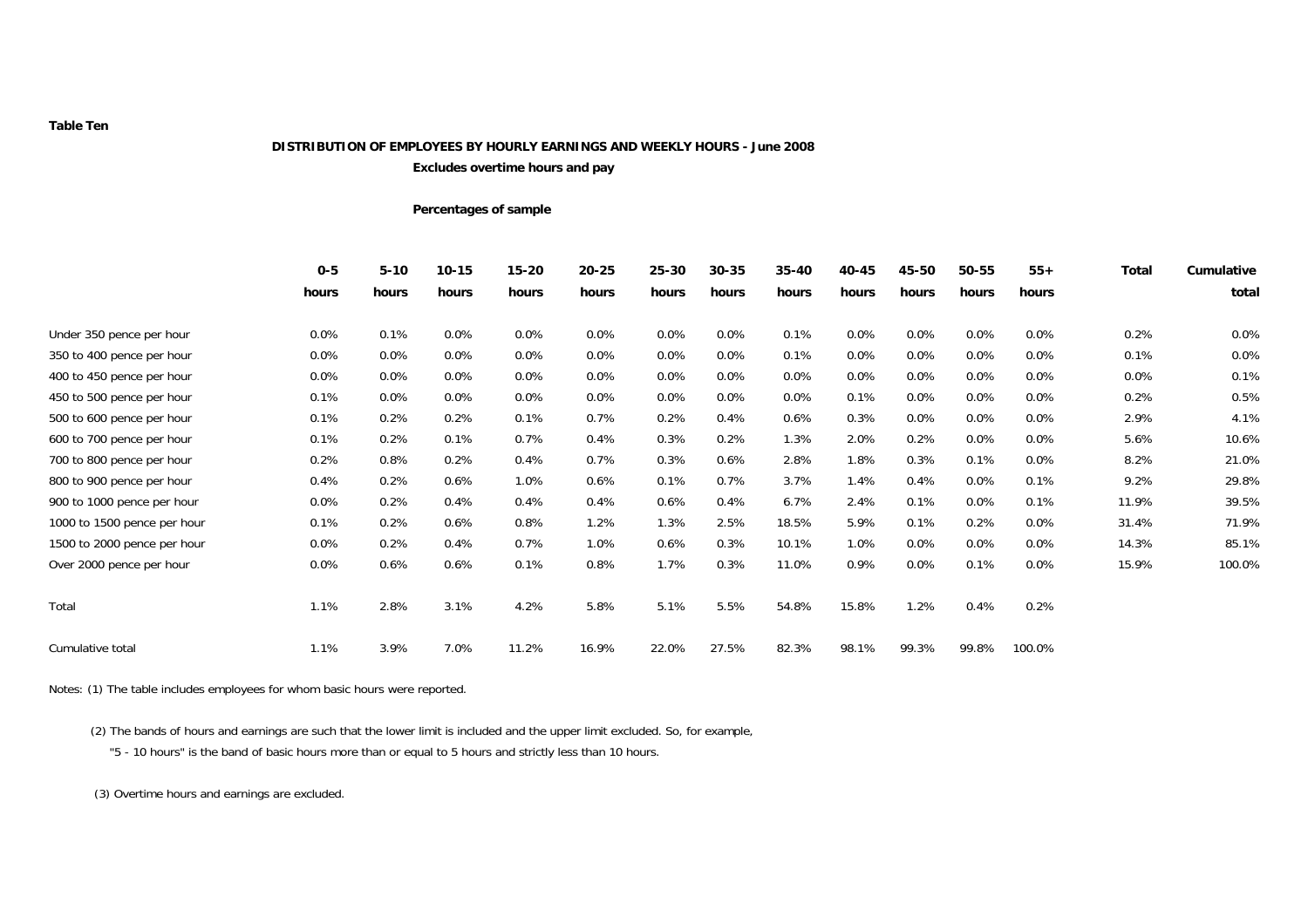**Table Ten**

**DISTRIBUTION OF EMPLOYEES BY HOURLY EARNINGS AND WEEKLY HOURS - June 2008**

**Excludes overtime hours and pay**

**Percentages of sample**

| | 0-5 hours | 5-10 hours | 10-15 hours | 15-20 hours | 20-25 hours | 25-30 hours | 30-35 hours | 35-40 hours | 40-45 hours | 45-50 hours | 50-55 hours | 55+ hours | Total | Cumulative total |
|---|---|---|---|---|---|---|---|---|---|---|---|---|---|---|
| Under 350 pence per hour | 0.0% | 0.1% | 0.0% | 0.0% | 0.0% | 0.0% | 0.0% | 0.1% | 0.0% | 0.0% | 0.0% | 0.0% | 0.2% | 0.0% |
| 350 to 400 pence per hour | 0.0% | 0.0% | 0.0% | 0.0% | 0.0% | 0.0% | 0.0% | 0.1% | 0.0% | 0.0% | 0.0% | 0.0% | 0.1% | 0.0% |
| 400 to 450 pence per hour | 0.0% | 0.0% | 0.0% | 0.0% | 0.0% | 0.0% | 0.0% | 0.0% | 0.0% | 0.0% | 0.0% | 0.0% | 0.0% | 0.1% |
| 450 to 500 pence per hour | 0.1% | 0.0% | 0.0% | 0.0% | 0.0% | 0.0% | 0.0% | 0.0% | 0.1% | 0.0% | 0.0% | 0.0% | 0.2% | 0.5% |
| 500 to 600 pence per hour | 0.1% | 0.2% | 0.2% | 0.1% | 0.7% | 0.2% | 0.4% | 0.6% | 0.3% | 0.0% | 0.0% | 0.0% | 2.9% | 4.1% |
| 600 to 700 pence per hour | 0.1% | 0.2% | 0.1% | 0.7% | 0.4% | 0.3% | 0.2% | 1.3% | 2.0% | 0.2% | 0.0% | 0.0% | 5.6% | 10.6% |
| 700 to 800 pence per hour | 0.2% | 0.8% | 0.2% | 0.4% | 0.7% | 0.3% | 0.6% | 2.8% | 1.8% | 0.3% | 0.1% | 0.0% | 8.2% | 21.0% |
| 800 to 900 pence per hour | 0.4% | 0.2% | 0.6% | 1.0% | 0.6% | 0.1% | 0.7% | 3.7% | 1.4% | 0.4% | 0.0% | 0.1% | 9.2% | 29.8% |
| 900 to 1000 pence per hour | 0.0% | 0.2% | 0.4% | 0.4% | 0.4% | 0.6% | 0.4% | 6.7% | 2.4% | 0.1% | 0.0% | 0.1% | 11.9% | 39.5% |
| 1000 to 1500 pence per hour | 0.1% | 0.2% | 0.6% | 0.8% | 1.2% | 1.3% | 2.5% | 18.5% | 5.9% | 0.1% | 0.2% | 0.0% | 31.4% | 71.9% |
| 1500 to 2000 pence per hour | 0.0% | 0.2% | 0.4% | 0.7% | 1.0% | 0.6% | 0.3% | 10.1% | 1.0% | 0.0% | 0.0% | 0.0% | 14.3% | 85.1% |
| Over 2000 pence per hour | 0.0% | 0.6% | 0.6% | 0.1% | 0.8% | 1.7% | 0.3% | 11.0% | 0.9% | 0.0% | 0.1% | 0.0% | 15.9% | 100.0% |
| Total | 1.1% | 2.8% | 3.1% | 4.2% | 5.8% | 5.1% | 5.5% | 54.8% | 15.8% | 1.2% | 0.4% | 0.2% | | |
| Cumulative total | 1.1% | 3.9% | 7.0% | 11.2% | 16.9% | 22.0% | 27.5% | 82.3% | 98.1% | 99.3% | 99.8% | 100.0% | | |

Notes: (1) The table includes employees for whom basic hours were reported.

(2) The bands of hours and earnings are such that the lower limit is included and the upper limit excluded. So, for example, "5 - 10 hours" is the band of basic hours more than or equal to 5 hours and strictly less than 10 hours.

(3) Overtime hours and earnings are excluded.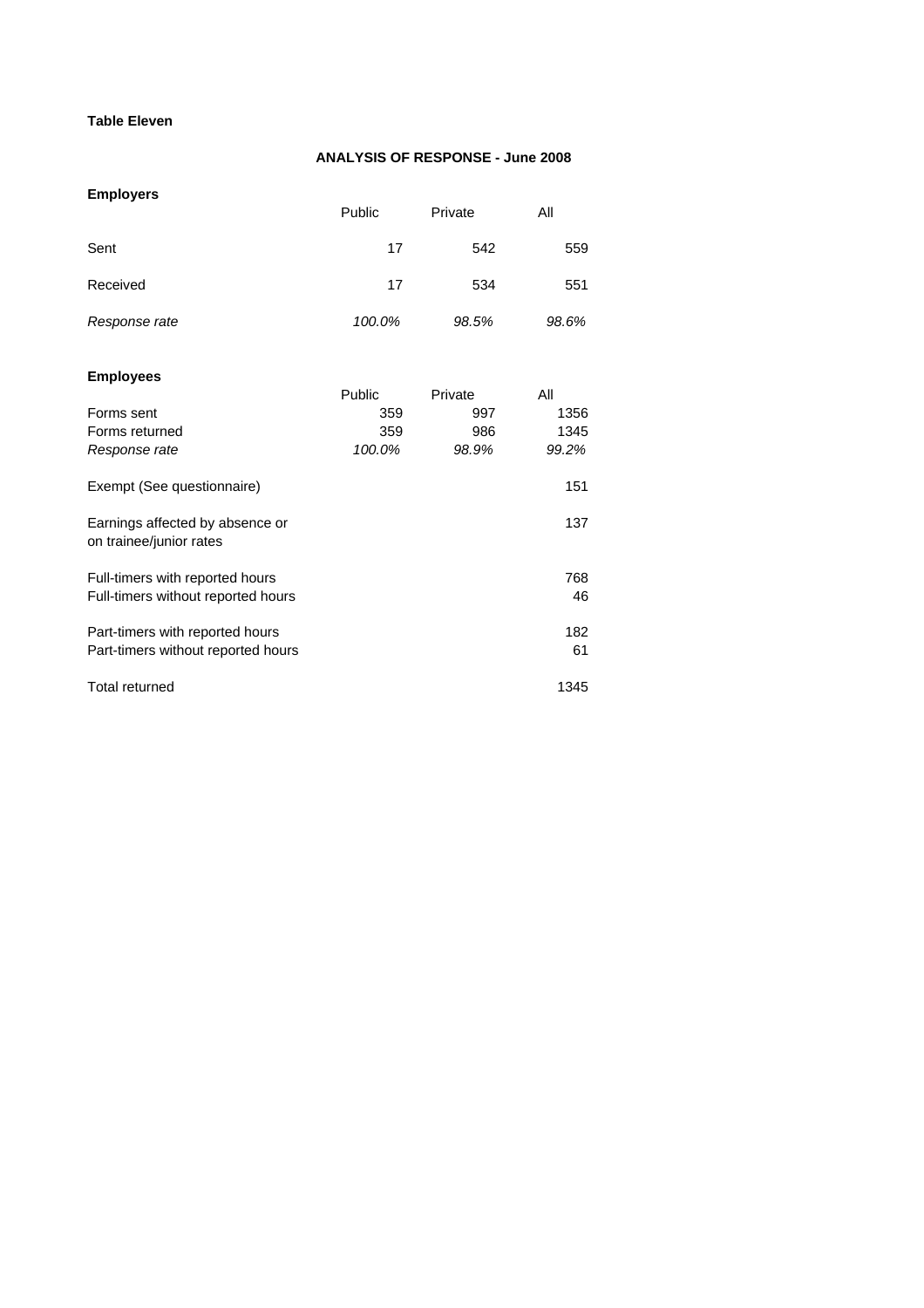**Table Eleven**

## ANALYSIS OF RESPONSE - June 2008

### Employers

| | Public | Private | All |
|---|---|---|---|
| Sent | 17 | 542 | 559 |
| Received | 17 | 534 | 551 |
| *Response rate* | *100.0%* | *98.5%* | *98.6%* |

### Employees

| | Public | Private | All |
|---|---|---|---|
| Forms sent | 359 | 997 | 1356 |
| Forms returned | 359 | 986 | 1345 |
| *Response rate* | *100.0%* | *98.9%* | *99.2%* |
| Exempt (See questionnaire) | | | 151 |
| Earnings affected by absence or on trainee/junior rates | | | 137 |
| Full-timers with reported hours | | | 768 |
| Full-timers without reported hours | | | 46 |
| Part-timers with reported hours | | | 182 |
| Part-timers without reported hours | | | 61 |
| Total returned | | | 1345 |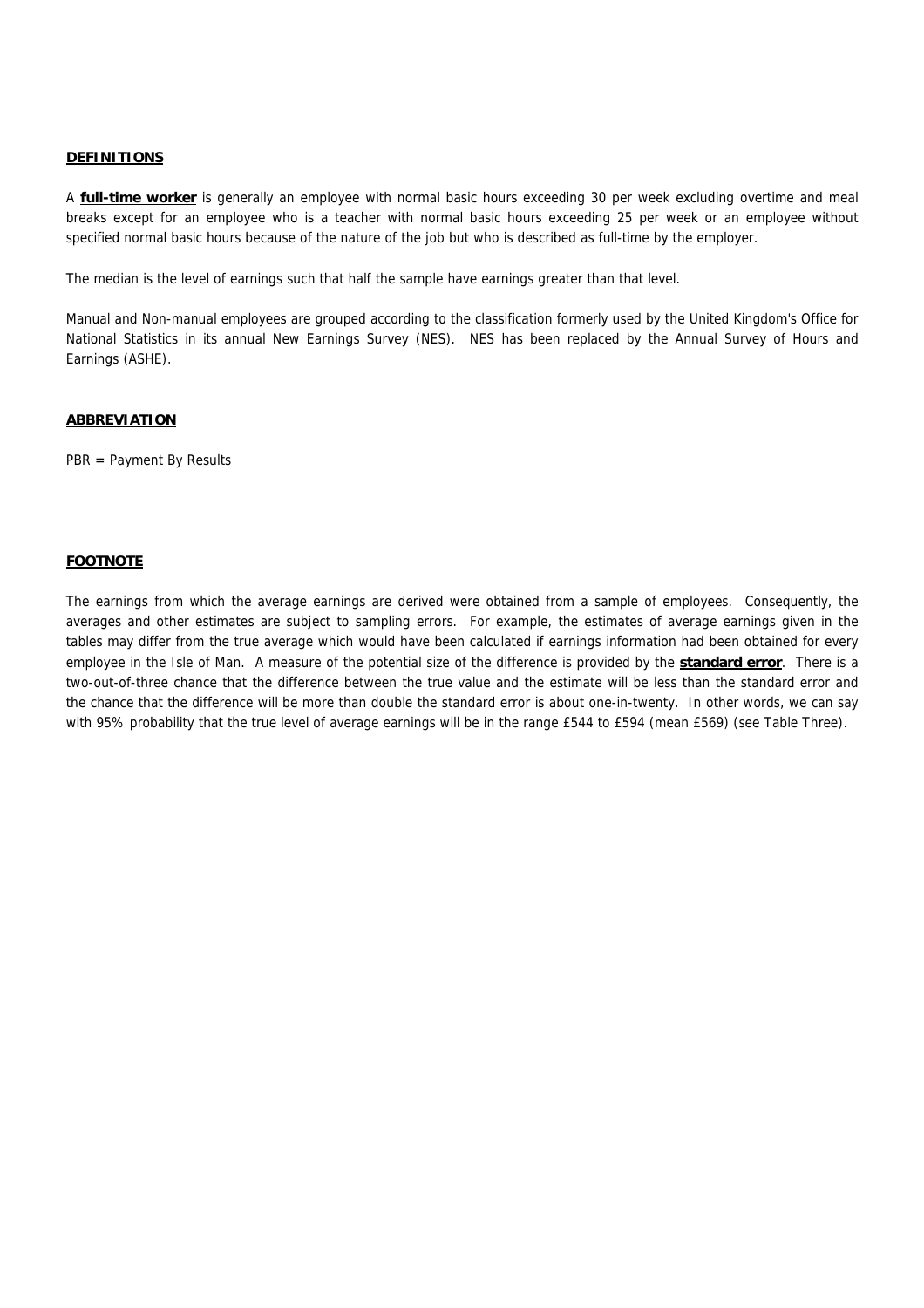## DEFINITIONS

A **full-time worker** is generally an employee with normal basic hours exceeding 30 per week excluding overtime and meal breaks except for an employee who is a teacher with normal basic hours exceeding 25 per week or an employee without specified normal basic hours because of the nature of the job but who is described as full-time by the employer.

The median is the level of earnings such that half the sample have earnings greater than that level.

Manual and Non-manual employees are grouped according to the classification formerly used by the United Kingdom's Office for National Statistics in its annual New Earnings Survey (NES). NES has been replaced by the Annual Survey of Hours and Earnings (ASHE).

## ABBREVIATION

PBR = Payment By Results

## FOOTNOTE

The earnings from which the average earnings are derived were obtained from a sample of employees. Consequently, the averages and other estimates are subject to sampling errors. For example, the estimates of average earnings given in the tables may differ from the true average which would have been calculated if earnings information had been obtained for every employee in the Isle of Man. A measure of the potential size of the difference is provided by the **standard error**. There is a two-out-of-three chance that the difference between the true value and the estimate will be less than the standard error and the chance that the difference will be more than double the standard error is about one-in-twenty. In other words, we can say with 95% probability that the true level of average earnings will be in the range £544 to £594 (mean £569) (see Table Three).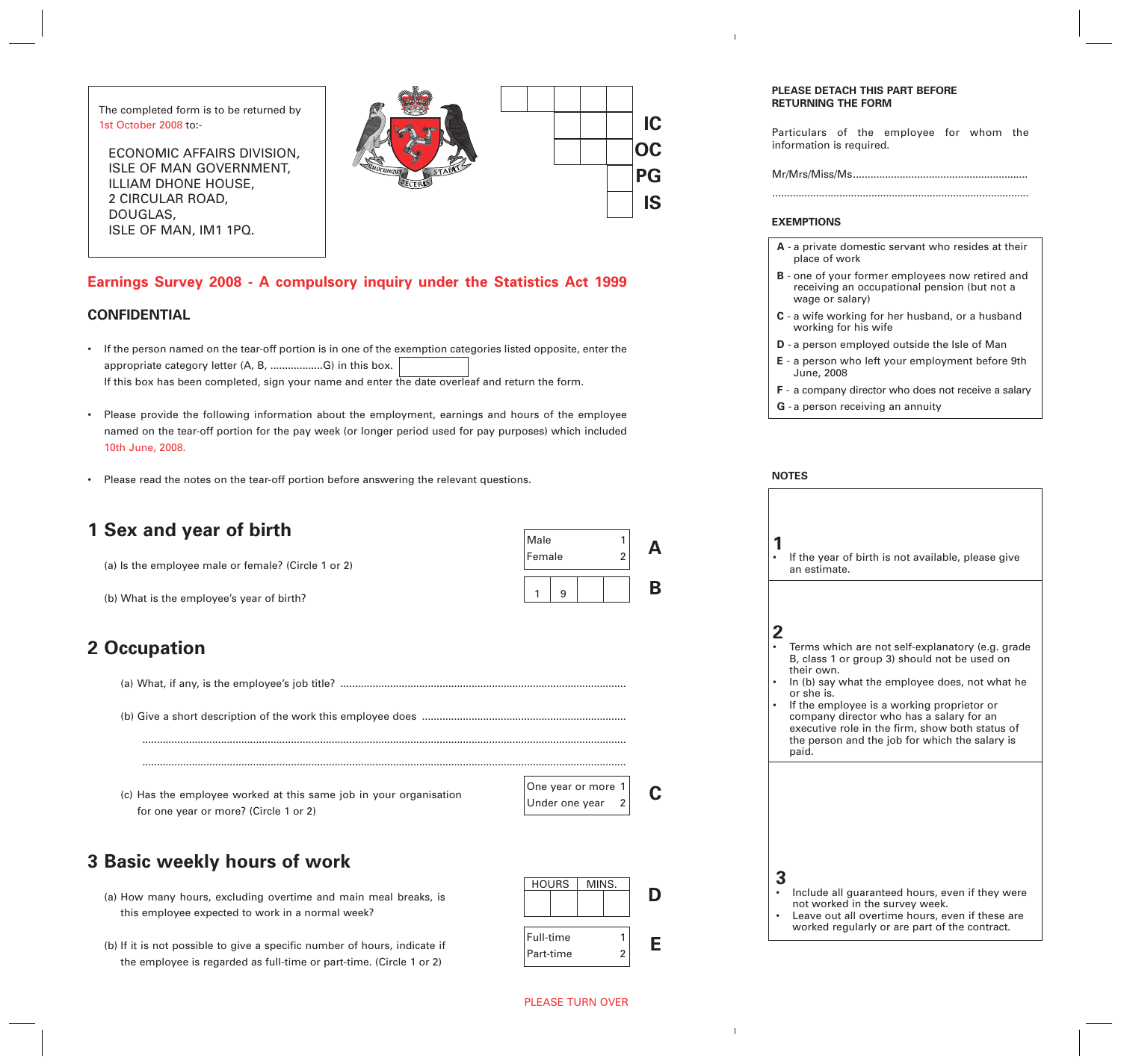The completed form is to be returned by 1st October 2008 to:-

ECONOMIC AFFAIRS DIVISION,
ISLE OF MAN GOVERNMENT,
ILLIAM DHONE HOUSE,
2 CIRCULAR ROAD,
DOUGLAS,
ISLE OF MAN, IM1 1PQ.

| | | | | | |
|---|---|---|---|---|---|
| | | | | | |
| | | | | | IC |
| | | | | | OC |
| | | | | | PG |
| | | | | | IS |

## Earnings Survey 2008 - A compulsory inquiry under the Statistics Act 1999

### CONFIDENTIAL

- If the person named on the tear-off portion is in one of the exemption categories listed opposite, enter the appropriate category letter (A, B, .................G) in this box. [ ]
  If this box has been completed, sign your name and enter the date overleaf and return the form.

- Please provide the following information about the employment, earnings and hours of the employee named on the tear-off portion for the pay week (or longer period used for pay purposes) which included 10th June, 2008.

- Please read the notes on the tear-off portion before answering the relevant questions.

## 1 Sex and year of birth

(a) Is the employee male or female? (Circle 1 or 2)

| | | |
|---|---|---|
| Male | 1 | **A** |
| Female | 2 | |

(b) What is the employee's year of birth?

| 1 | 9 | | | **B** |
|---|---|---|---|---|

## 2 Occupation

(a) What, if any, is the employee's job title? ........................................................................................

(b) Give a short description of the work this employee does ....................................................................

..........................................................................................................................................................

..........................................................................................................................................................

(c) Has the employee worked at this same job in your organisation for one year or more? (Circle 1 or 2)

| | | |
|---|---|---|
| One year or more | 1 | **C** |
| Under one year | 2 | |

## 3 Basic weekly hours of work

(a) How many hours, excluding overtime and main meal breaks, is this employee expected to work in a normal week?

| HOURS | | MINS. | | |
|---|---|---|---|---|
| | | | | **D** |

(b) If it is not possible to give a specific number of hours, indicate if the employee is regarded as full-time or part-time. (Circle 1 or 2)

| | | |
|---|---|---|
| Full-time | 1 | **E** |
| Part-time | 2 | |

PLEASE TURN OVER

**PLEASE DETACH THIS PART BEFORE RETURNING THE FORM**

Particulars of the employee for whom the information is required.

Mr/Mrs/Miss/Ms...........................................................

.......................................................................................

**EXEMPTIONS**

- **A** - a private domestic servant who resides at their place of work
- **B** - one of your former employees now retired and receiving an occupational pension (but not a wage or salary)
- **C** - a wife working for her husband, or a husband working for his wife
- **D** - a person employed outside the Isle of Man
- **E** - a person who left your employment before 9th June, 2008
- **F** - a company director who does not receive a salary
- **G** - a person receiving an annuity

**NOTES**

**1**
- If the year of birth is not available, please give an estimate.

**2**
- Terms which are not self-explanatory (e.g. grade B, class 1 or group 3) should not be used on their own.
- In (b) say what the employee does, not what he or she is.
- If the employee is a working proprietor or company director who has a salary for an executive role in the firm, show both status of the person and the job for which the salary is paid.

**3**
- Include all guaranteed hours, even if they were not worked in the survey week.
- Leave out all overtime hours, even if these are worked regularly or are part of the contract.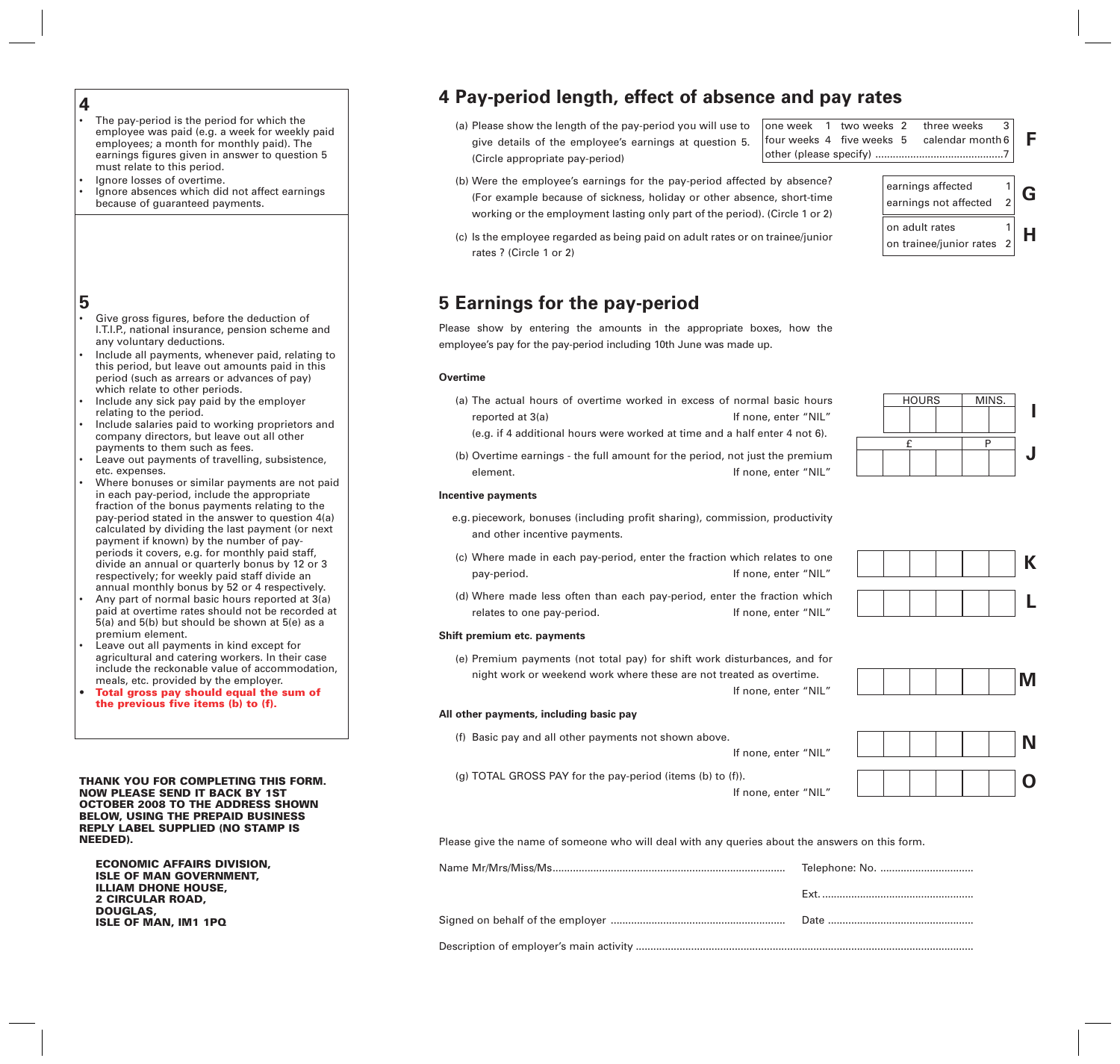## 4

- The pay-period is the period for which the employee was paid (e.g. a week for weekly paid employees; a month for monthly paid). The earnings figures given in answer to question 5 must relate to this period.
- Ignore losses of overtime.
- Ignore absences which did not affect earnings because of guaranteed payments.

## 5

- Give gross figures, before the deduction of I.T.I.P., national insurance, pension scheme and any voluntary deductions.
- Include all payments, whenever paid, relating to this period, but leave out amounts paid in this period (such as arrears or advances of pay) which relate to other periods.
- Include any sick pay paid by the employer relating to the period.
- Include salaries paid to working proprietors and company directors, but leave out all other payments to them such as fees.
- Leave out payments of travelling, subsistence, etc. expenses.
- Where bonuses or similar payments are not paid in each pay-period, include the appropriate fraction of the bonus payments relating to the pay-period stated in the answer to question 4(a) calculated by dividing the last payment (or next payment if known) by the number of pay-periods it covers, e.g. for monthly paid staff, divide an annual or quarterly bonus by 12 or 3 respectively; for weekly paid staff divide an annual monthly bonus by 52 or 4 respectively.
- Any part of normal basic hours reported at 3(a) paid at overtime rates should not be recorded at 5(a) and 5(b) but should be shown at 5(e) as a premium element.
- Leave out all payments in kind except for agricultural and catering workers. In their case include the reckonable value of accommodation, meals, etc. provided by the employer.
- **Total gross pay should equal the sum of the previous five items (b) to (f).**

**THANK YOU FOR COMPLETING THIS FORM. NOW PLEASE SEND IT BACK BY 1ST OCTOBER 2008 TO THE ADDRESS SHOWN BELOW, USING THE PREPAID BUSINESS REPLY LABEL SUPPLIED (NO STAMP IS NEEDED).**

**ECONOMIC AFFAIRS DIVISION,**
**ISLE OF MAN GOVERNMENT,**
**ILLIAM DHONE HOUSE,**
**2 CIRCULAR ROAD,**
**DOUGLAS,**
**ISLE OF MAN, IM1 1PQ**

# 4 Pay-period length, effect of absence and pay rates

(a) Please show the length of the pay-period you will use to give details of the employee's earnings at question 5. (Circle appropriate pay-period)

| | | | | | | |
|---|---|---|---|---|---|---|
| one week | 1 | two weeks | 2 | three weeks | 3 | **F** |
| four weeks | 4 | five weeks | 5 | calendar month | 6 | |
| other (please specify) ............................................7 | | | | | | |

(b) Were the employee's earnings for the pay-period affected by absence? (For example because of sickness, holiday or other absence, short-time working or the employment lasting only part of the period). (Circle 1 or 2)

| | | |
|---|---|---|
| earnings affected | 1 | **G** |
| earnings not affected | 2 | |

(c) Is the employee regarded as being paid on adult rates or on trainee/junior rates ? (Circle 1 or 2)

| | | |
|---|---|---|
| on adult rates | 1 | **H** |
| on trainee/junior rates | 2 | |

# 5 Earnings for the pay-period

Please show by entering the amounts in the appropriate boxes, how the employee's pay for the pay-period including 10th June was made up.

**Overtime**

(a) The actual hours of overtime worked in excess of normal basic hours reported at 3(a) If none, enter "NIL"
(e.g. if 4 additional hours were worked at time and a half enter 4 not 6).

| HOURS | MINS. | |
|---|---|---|
| | | **I** |

(b) Overtime earnings - the full amount for the period, not just the premium element. If none, enter "NIL"

| £ | P | |
|---|---|---|
| | | **J** |

**Incentive payments**

e.g. piecework, bonuses (including profit sharing), commission, productivity and other incentive payments.

(c) Where made in each pay-period, enter the fraction which relates to one pay-period. If none, enter "NIL" **K**

(d) Where made less often than each pay-period, enter the fraction which relates to one pay-period. If none, enter "NIL" **L**

**Shift premium etc. payments**

(e) Premium payments (not total pay) for shift work disturbances, and for night work or weekend work where these are not treated as overtime. If none, enter "NIL" **M**

**All other payments, including basic pay**

(f) Basic pay and all other payments not shown above. If none, enter "NIL" **N**

(g) TOTAL GROSS PAY for the pay-period (items (b) to (f)). If none, enter "NIL" **O**

Please give the name of someone who will deal with any queries about the answers on this form.

Name Mr/Mrs/Miss/Ms............................................................................... Telephone: No. ................................

Ext. ....................................................

Signed on behalf of the employer ........................................................... Date ..................................................

Description of employer's main activity ..................................................................................................................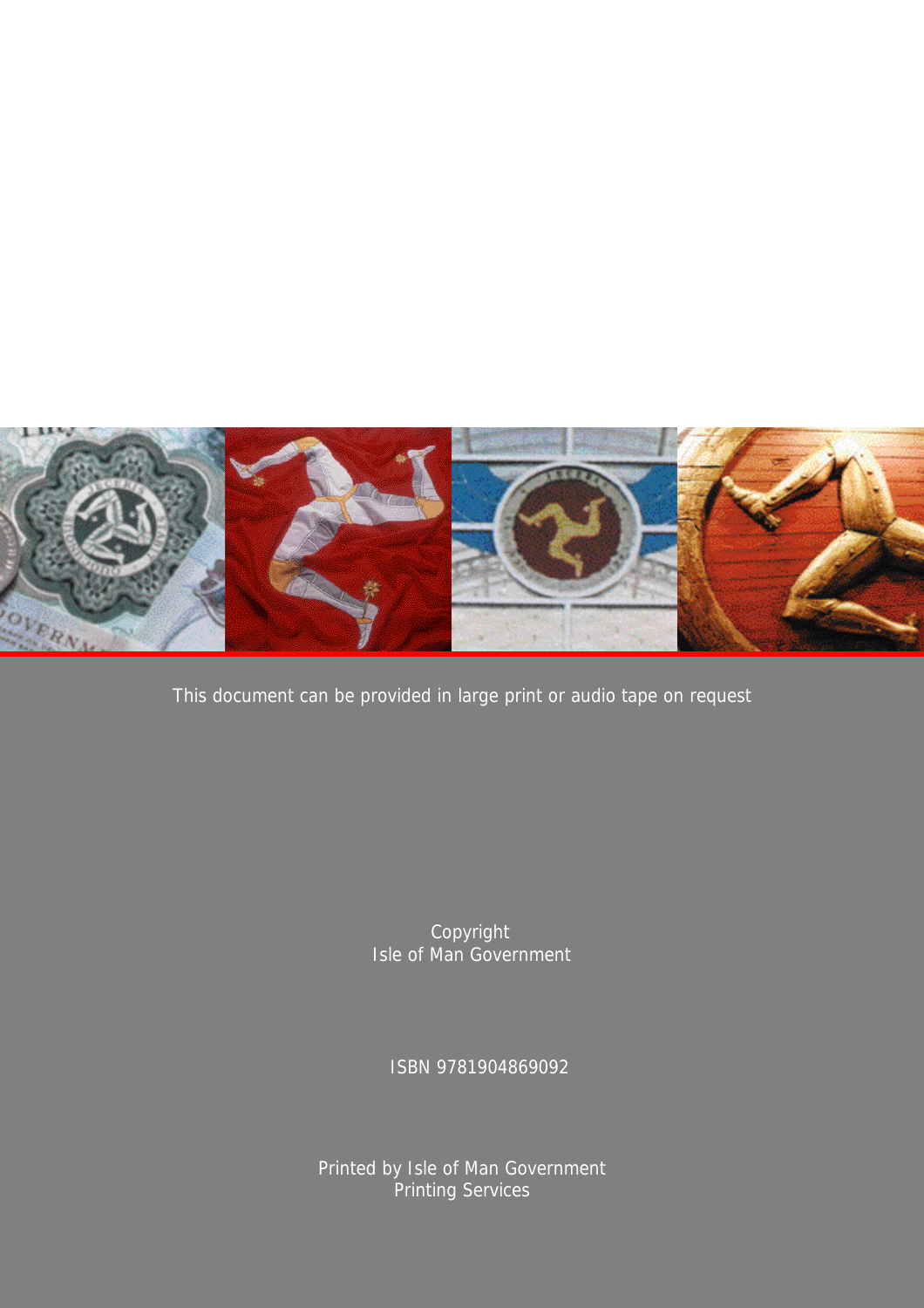This document can be provided in large print or audio tape on request

Copyright
Isle of Man Government

ISBN 9781904869092

Printed by Isle of Man Government
Printing Services